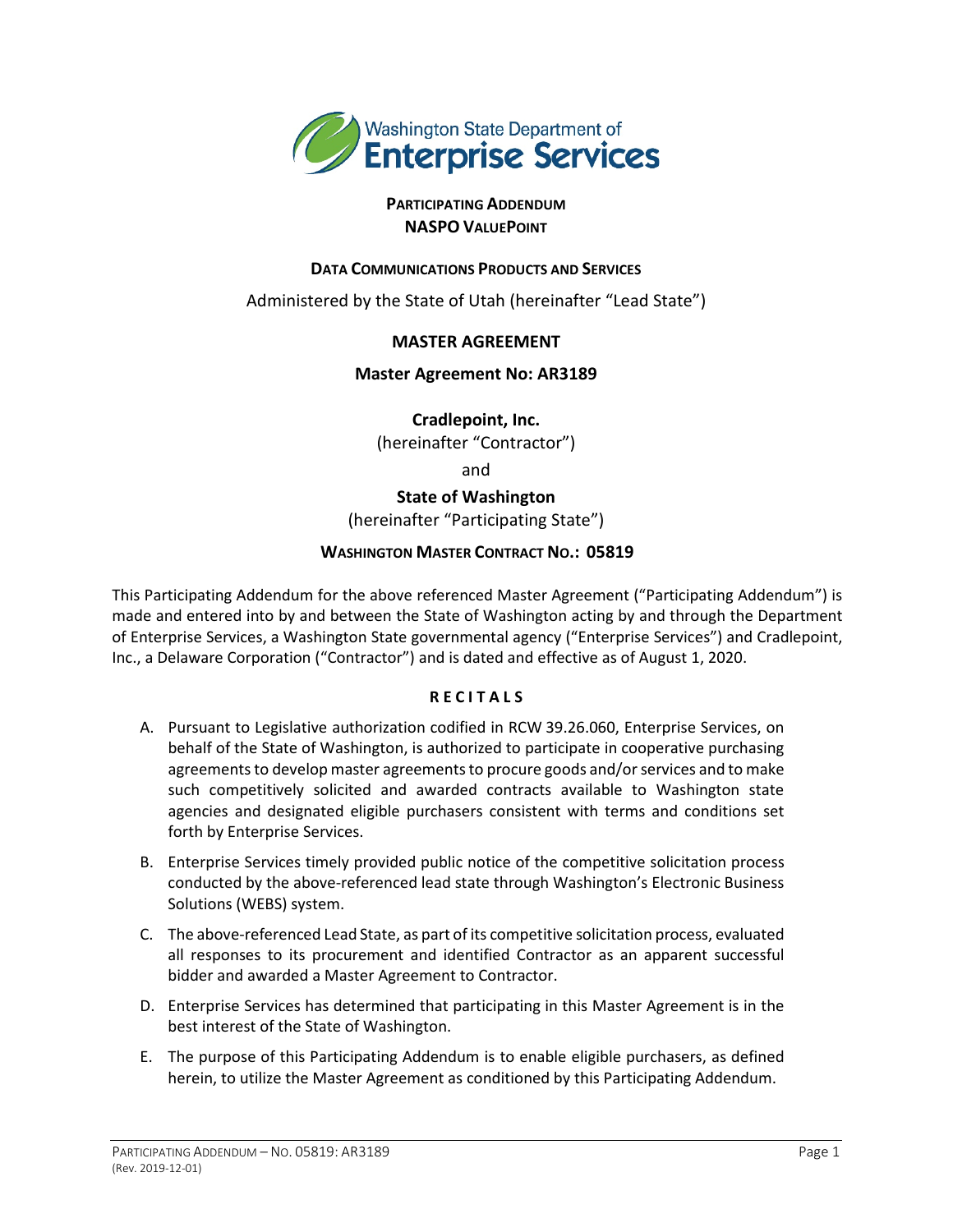Washington State Department of Enterprise Services

**PARTICIPATING ADDENDUM**
**NASPO VALUEPOINT**

**DATA COMMUNICATIONS PRODUCTS AND SERVICES**

Administered by the State of Utah (hereinafter "Lead State")

**MASTER AGREEMENT**

**Master Agreement No: AR3189**

**Cradlepoint, Inc.**
(hereinafter "Contractor")

and

**State of Washington**
(hereinafter "Participating State")

**WASHINGTON MASTER CONTRACT NO.: 05819**

This Participating Addendum for the above referenced Master Agreement ("Participating Addendum") is made and entered into by and between the State of Washington acting by and through the Department of Enterprise Services, a Washington State governmental agency ("Enterprise Services") and Cradlepoint, Inc., a Delaware Corporation ("Contractor") and is dated and effective as of August 1, 2020.

**RECITALS**

A. Pursuant to Legislative authorization codified in RCW 39.26.060, Enterprise Services, on behalf of the State of Washington, is authorized to participate in cooperative purchasing agreements to develop master agreements to procure goods and/or services and to make such competitively solicited and awarded contracts available to Washington state agencies and designated eligible purchasers consistent with terms and conditions set forth by Enterprise Services.

B. Enterprise Services timely provided public notice of the competitive solicitation process conducted by the above-referenced lead state through Washington's Electronic Business Solutions (WEBS) system.

C. The above-referenced Lead State, as part of its competitive solicitation process, evaluated all responses to its procurement and identified Contractor as an apparent successful bidder and awarded a Master Agreement to Contractor.

D. Enterprise Services has determined that participating in this Master Agreement is in the best interest of the State of Washington.

E. The purpose of this Participating Addendum is to enable eligible purchasers, as defined herein, to utilize the Master Agreement as conditioned by this Participating Addendum.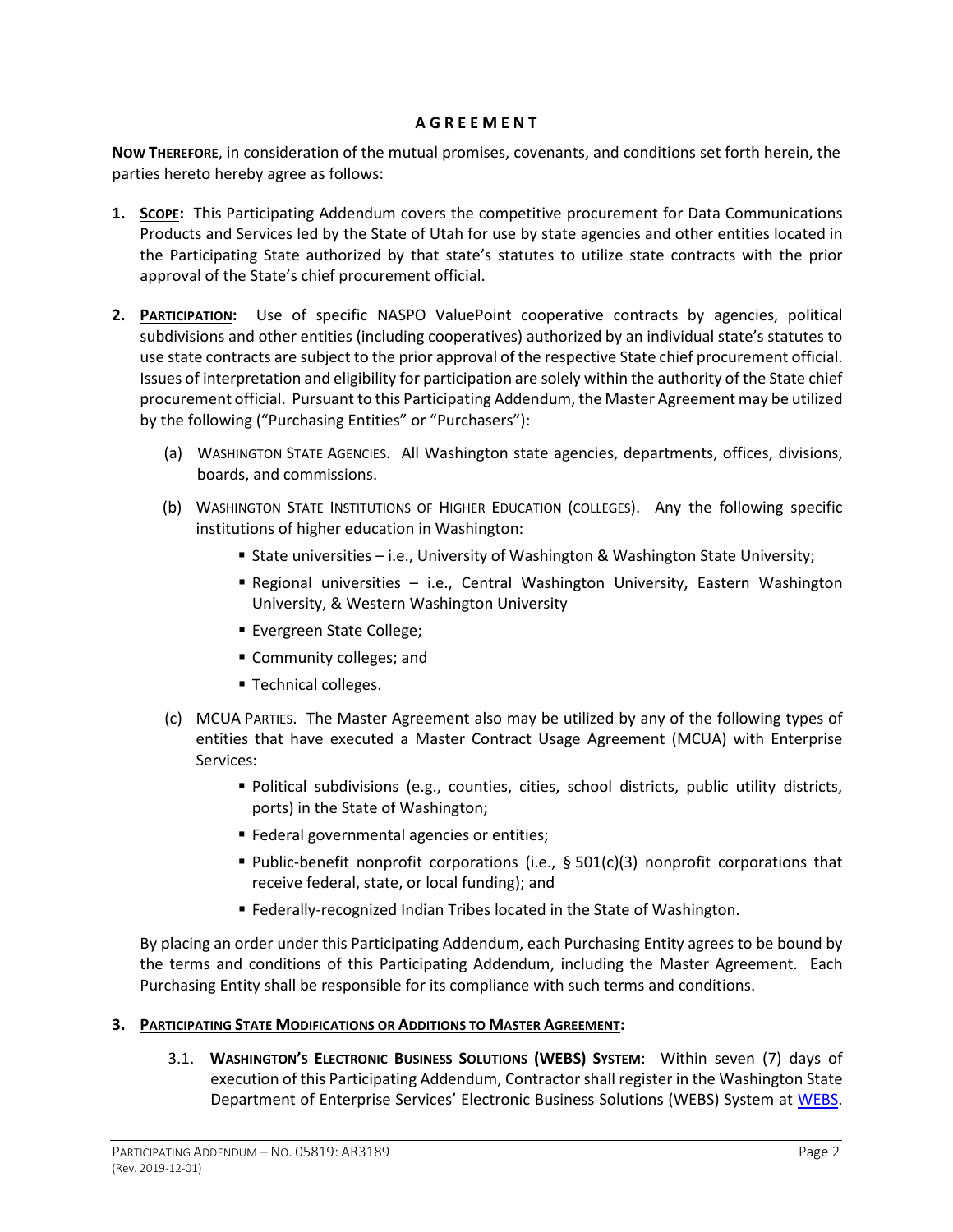## A G R E E M E N T

**NOW THEREFORE**, in consideration of the mutual promises, covenants, and conditions set forth herein, the parties hereto hereby agree as follows:

1. **SCOPE:** This Participating Addendum covers the competitive procurement for Data Communications Products and Services led by the State of Utah for use by state agencies and other entities located in the Participating State authorized by that state's statutes to utilize state contracts with the prior approval of the State's chief procurement official.

2. **PARTICIPATION:** Use of specific NASPO ValuePoint cooperative contracts by agencies, political subdivisions and other entities (including cooperatives) authorized by an individual state's statutes to use state contracts are subject to the prior approval of the respective State chief procurement official. Issues of interpretation and eligibility for participation are solely within the authority of the State chief procurement official. Pursuant to this Participating Addendum, the Master Agreement may be utilized by the following ("Purchasing Entities" or "Purchasers"):

   (a) WASHINGTON STATE AGENCIES. All Washington state agencies, departments, offices, divisions, boards, and commissions.

   (b) WASHINGTON STATE INSTITUTIONS OF HIGHER EDUCATION (COLLEGES). Any the following specific institutions of higher education in Washington:

   - State universities – i.e., University of Washington & Washington State University;
   - Regional universities – i.e., Central Washington University, Eastern Washington University, & Western Washington University
   - Evergreen State College;
   - Community colleges; and
   - Technical colleges.

   (c) MCUA PARTIES. The Master Agreement also may be utilized by any of the following types of entities that have executed a Master Contract Usage Agreement (MCUA) with Enterprise Services:

   - Political subdivisions (e.g., counties, cities, school districts, public utility districts, ports) in the State of Washington;
   - Federal governmental agencies or entities;
   - Public-benefit nonprofit corporations (i.e., § 501(c)(3) nonprofit corporations that receive federal, state, or local funding); and
   - Federally-recognized Indian Tribes located in the State of Washington.

   By placing an order under this Participating Addendum, each Purchasing Entity agrees to be bound by the terms and conditions of this Participating Addendum, including the Master Agreement. Each Purchasing Entity shall be responsible for its compliance with such terms and conditions.

3. **PARTICIPATING STATE MODIFICATIONS OR ADDITIONS TO MASTER AGREEMENT:**

   3.1. **WASHINGTON'S ELECTRONIC BUSINESS SOLUTIONS (WEBS) SYSTEM**: Within seven (7) days of execution of this Participating Addendum, Contractor shall register in the Washington State Department of Enterprise Services' Electronic Business Solutions (WEBS) System at WEBS.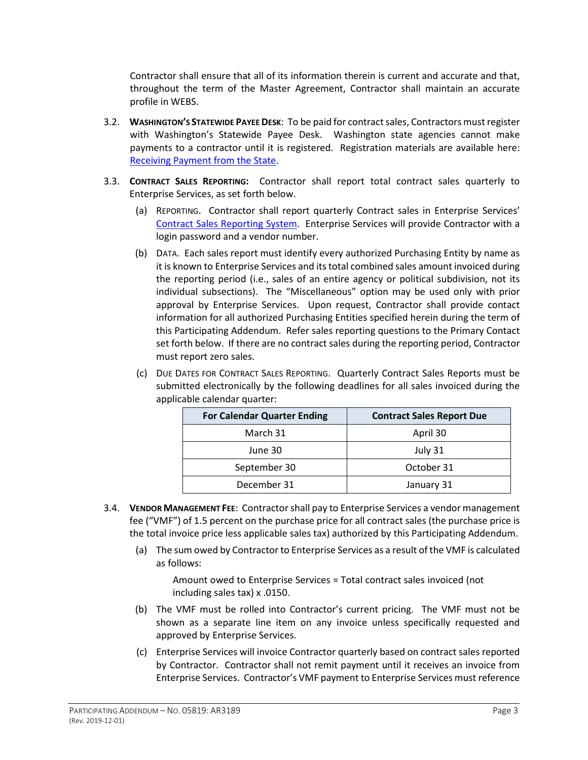Contractor shall ensure that all of its information therein is current and accurate and that, throughout the term of the Master Agreement, Contractor shall maintain an accurate profile in WEBS.

3.2. **WASHINGTON'S STATEWIDE PAYEE DESK**: To be paid for contract sales, Contractors must register with Washington's Statewide Payee Desk. Washington state agencies cannot make payments to a contractor until it is registered. Registration materials are available here: Receiving Payment from the State.

3.3. **CONTRACT SALES REPORTING:** Contractor shall report total contract sales quarterly to Enterprise Services, as set forth below.

(a) REPORTING. Contractor shall report quarterly Contract sales in Enterprise Services' Contract Sales Reporting System. Enterprise Services will provide Contractor with a login password and a vendor number.

(b) DATA. Each sales report must identify every authorized Purchasing Entity by name as it is known to Enterprise Services and its total combined sales amount invoiced during the reporting period (i.e., sales of an entire agency or political subdivision, not its individual subsections). The "Miscellaneous" option may be used only with prior approval by Enterprise Services. Upon request, Contractor shall provide contact information for all authorized Purchasing Entities specified herein during the term of this Participating Addendum. Refer sales reporting questions to the Primary Contact set forth below. If there are no contract sales during the reporting period, Contractor must report zero sales.

(c) DUE DATES FOR CONTRACT SALES REPORTING. Quarterly Contract Sales Reports must be submitted electronically by the following deadlines for all sales invoiced during the applicable calendar quarter:

| For Calendar Quarter Ending | Contract Sales Report Due |
|---|---|
| March 31 | April 30 |
| June 30 | July 31 |
| September 30 | October 31 |
| December 31 | January 31 |

3.4. **VENDOR MANAGEMENT FEE**: Contractor shall pay to Enterprise Services a vendor management fee ("VMF") of 1.5 percent on the purchase price for all contract sales (the purchase price is the total invoice price less applicable sales tax) authorized by this Participating Addendum.

(a) The sum owed by Contractor to Enterprise Services as a result of the VMF is calculated as follows:

Amount owed to Enterprise Services = Total contract sales invoiced (not including sales tax) x .0150.

(b) The VMF must be rolled into Contractor's current pricing. The VMF must not be shown as a separate line item on any invoice unless specifically requested and approved by Enterprise Services.

(c) Enterprise Services will invoice Contractor quarterly based on contract sales reported by Contractor. Contractor shall not remit payment until it receives an invoice from Enterprise Services. Contractor's VMF payment to Enterprise Services must reference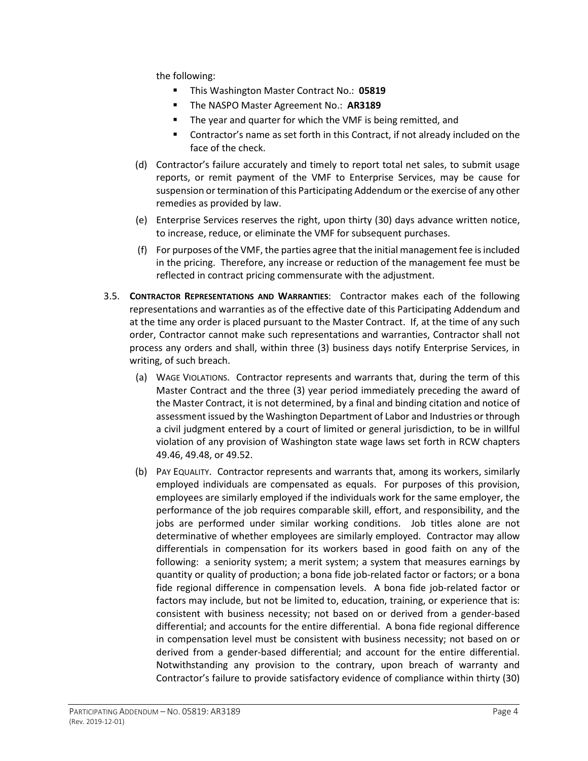the following:

- This Washington Master Contract No.: **05819**
- The NASPO Master Agreement No.: **AR3189**
- The year and quarter for which the VMF is being remitted, and
- Contractor's name as set forth in this Contract, if not already included on the face of the check.

(d) Contractor's failure accurately and timely to report total net sales, to submit usage reports, or remit payment of the VMF to Enterprise Services, may be cause for suspension or termination of this Participating Addendum or the exercise of any other remedies as provided by law.

(e) Enterprise Services reserves the right, upon thirty (30) days advance written notice, to increase, reduce, or eliminate the VMF for subsequent purchases.

(f) For purposes of the VMF, the parties agree that the initial management fee is included in the pricing. Therefore, any increase or reduction of the management fee must be reflected in contract pricing commensurate with the adjustment.

3.5. **CONTRACTOR REPRESENTATIONS AND WARRANTIES**: Contractor makes each of the following representations and warranties as of the effective date of this Participating Addendum and at the time any order is placed pursuant to the Master Contract. If, at the time of any such order, Contractor cannot make such representations and warranties, Contractor shall not process any orders and shall, within three (3) business days notify Enterprise Services, in writing, of such breach.

(a) WAGE VIOLATIONS. Contractor represents and warrants that, during the term of this Master Contract and the three (3) year period immediately preceding the award of the Master Contract, it is not determined, by a final and binding citation and notice of assessment issued by the Washington Department of Labor and Industries or through a civil judgment entered by a court of limited or general jurisdiction, to be in willful violation of any provision of Washington state wage laws set forth in RCW chapters 49.46, 49.48, or 49.52.

(b) PAY EQUALITY. Contractor represents and warrants that, among its workers, similarly employed individuals are compensated as equals. For purposes of this provision, employees are similarly employed if the individuals work for the same employer, the performance of the job requires comparable skill, effort, and responsibility, and the jobs are performed under similar working conditions. Job titles alone are not determinative of whether employees are similarly employed. Contractor may allow differentials in compensation for its workers based in good faith on any of the following: a seniority system; a merit system; a system that measures earnings by quantity or quality of production; a bona fide job-related factor or factors; or a bona fide regional difference in compensation levels. A bona fide job-related factor or factors may include, but not be limited to, education, training, or experience that is: consistent with business necessity; not based on or derived from a gender-based differential; and accounts for the entire differential. A bona fide regional difference in compensation level must be consistent with business necessity; not based on or derived from a gender-based differential; and account for the entire differential. Notwithstanding any provision to the contrary, upon breach of warranty and Contractor's failure to provide satisfactory evidence of compliance within thirty (30)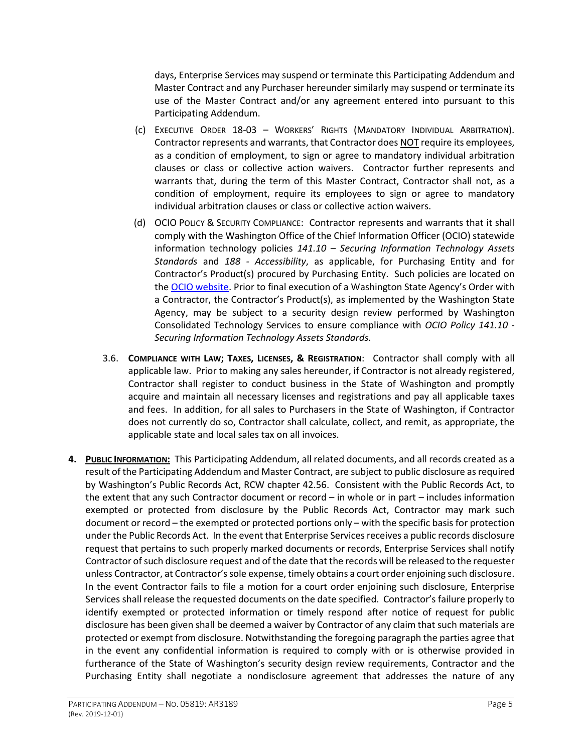days, Enterprise Services may suspend or terminate this Participating Addendum and Master Contract and any Purchaser hereunder similarly may suspend or terminate its use of the Master Contract and/or any agreement entered into pursuant to this Participating Addendum.

(c) EXECUTIVE ORDER 18-03 – WORKERS' RIGHTS (MANDATORY INDIVIDUAL ARBITRATION). Contractor represents and warrants, that Contractor does NOT require its employees, as a condition of employment, to sign or agree to mandatory individual arbitration clauses or class or collective action waivers. Contractor further represents and warrants that, during the term of this Master Contract, Contractor shall not, as a condition of employment, require its employees to sign or agree to mandatory individual arbitration clauses or class or collective action waivers.

(d) OCIO POLICY & SECURITY COMPLIANCE: Contractor represents and warrants that it shall comply with the Washington Office of the Chief Information Officer (OCIO) statewide information technology policies *141.10 – Securing Information Technology Assets Standards* and *188 - Accessibility*, as applicable, for Purchasing Entity and for Contractor's Product(s) procured by Purchasing Entity. Such policies are located on the OCIO website. Prior to final execution of a Washington State Agency's Order with a Contractor, the Contractor's Product(s), as implemented by the Washington State Agency, may be subject to a security design review performed by Washington Consolidated Technology Services to ensure compliance with *OCIO Policy 141.10 - Securing Information Technology Assets Standards.*

3.6. **COMPLIANCE WITH LAW; TAXES, LICENSES, & REGISTRATION**: Contractor shall comply with all applicable law. Prior to making any sales hereunder, if Contractor is not already registered, Contractor shall register to conduct business in the State of Washington and promptly acquire and maintain all necessary licenses and registrations and pay all applicable taxes and fees. In addition, for all sales to Purchasers in the State of Washington, if Contractor does not currently do so, Contractor shall calculate, collect, and remit, as appropriate, the applicable state and local sales tax on all invoices.

**4. PUBLIC INFORMATION:** This Participating Addendum, all related documents, and all records created as a result of the Participating Addendum and Master Contract, are subject to public disclosure as required by Washington's Public Records Act, RCW chapter 42.56. Consistent with the Public Records Act, to the extent that any such Contractor document or record – in whole or in part – includes information exempted or protected from disclosure by the Public Records Act, Contractor may mark such document or record – the exempted or protected portions only – with the specific basis for protection under the Public Records Act. In the event that Enterprise Services receives a public records disclosure request that pertains to such properly marked documents or records, Enterprise Services shall notify Contractor of such disclosure request and of the date that the records will be released to the requester unless Contractor, at Contractor's sole expense, timely obtains a court order enjoining such disclosure. In the event Contractor fails to file a motion for a court order enjoining such disclosure, Enterprise Services shall release the requested documents on the date specified. Contractor's failure properly to identify exempted or protected information or timely respond after notice of request for public disclosure has been given shall be deemed a waiver by Contractor of any claim that such materials are protected or exempt from disclosure. Notwithstanding the foregoing paragraph the parties agree that in the event any confidential information is required to comply with or is otherwise provided in furtherance of the State of Washington's security design review requirements, Contractor and the Purchasing Entity shall negotiate a nondisclosure agreement that addresses the nature of any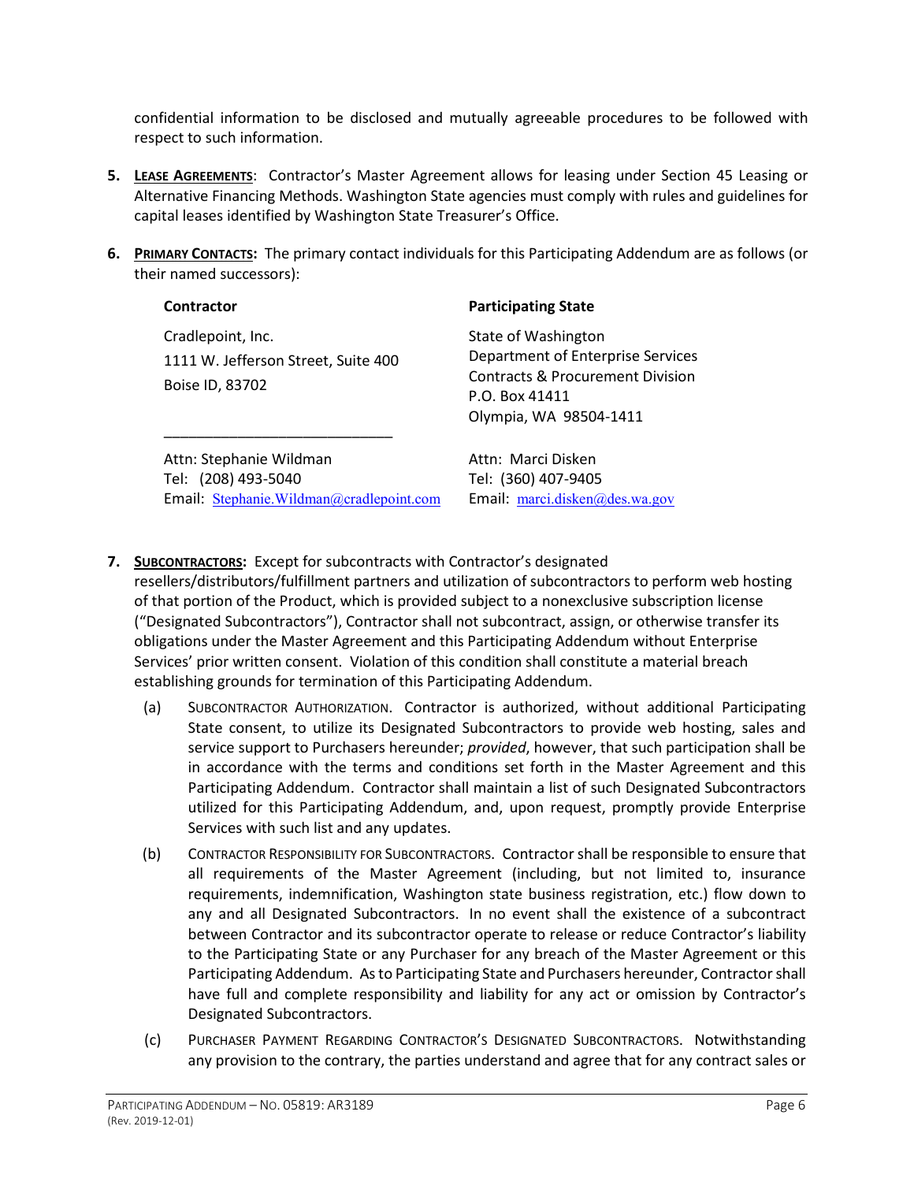confidential information to be disclosed and mutually agreeable procedures to be followed with respect to such information.

5. **LEASE AGREEMENTS**: Contractor's Master Agreement allows for leasing under Section 45 Leasing or Alternative Financing Methods. Washington State agencies must comply with rules and guidelines for capital leases identified by Washington State Treasurer's Office.

6. **PRIMARY CONTACTS:** The primary contact individuals for this Participating Addendum are as follows (or their named successors):

| **Contractor** | **Participating State** |
|---|---|
| Cradlepoint, Inc.<br>1111 W. Jefferson Street, Suite 400<br>Boise ID, 83702 | State of Washington<br>Department of Enterprise Services<br>Contracts & Procurement Division<br>P.O. Box 41411<br>Olympia, WA 98504-1411 |
| Attn: Stephanie Wildman<br>Tel: (208) 493-5040<br>Email: Stephanie.Wildman@cradlepoint.com | Attn: Marci Disken<br>Tel: (360) 407-9405<br>Email: marci.disken@des.wa.gov |

7. **SUBCONTRACTORS:** Except for subcontracts with Contractor's designated resellers/distributors/fulfillment partners and utilization of subcontractors to perform web hosting of that portion of the Product, which is provided subject to a nonexclusive subscription license ("Designated Subcontractors"), Contractor shall not subcontract, assign, or otherwise transfer its obligations under the Master Agreement and this Participating Addendum without Enterprise Services' prior written consent. Violation of this condition shall constitute a material breach establishing grounds for termination of this Participating Addendum.

   (a) SUBCONTRACTOR AUTHORIZATION. Contractor is authorized, without additional Participating State consent, to utilize its Designated Subcontractors to provide web hosting, sales and service support to Purchasers hereunder; *provided*, however, that such participation shall be in accordance with the terms and conditions set forth in the Master Agreement and this Participating Addendum. Contractor shall maintain a list of such Designated Subcontractors utilized for this Participating Addendum, and, upon request, promptly provide Enterprise Services with such list and any updates.

   (b) CONTRACTOR RESPONSIBILITY FOR SUBCONTRACTORS. Contractor shall be responsible to ensure that all requirements of the Master Agreement (including, but not limited to, insurance requirements, indemnification, Washington state business registration, etc.) flow down to any and all Designated Subcontractors. In no event shall the existence of a subcontract between Contractor and its subcontractor operate to release or reduce Contractor's liability to the Participating State or any Purchaser for any breach of the Master Agreement or this Participating Addendum. As to Participating State and Purchasers hereunder, Contractor shall have full and complete responsibility and liability for any act or omission by Contractor's Designated Subcontractors.

   (c) PURCHASER PAYMENT REGARDING CONTRACTOR'S DESIGNATED SUBCONTRACTORS. Notwithstanding any provision to the contrary, the parties understand and agree that for any contract sales or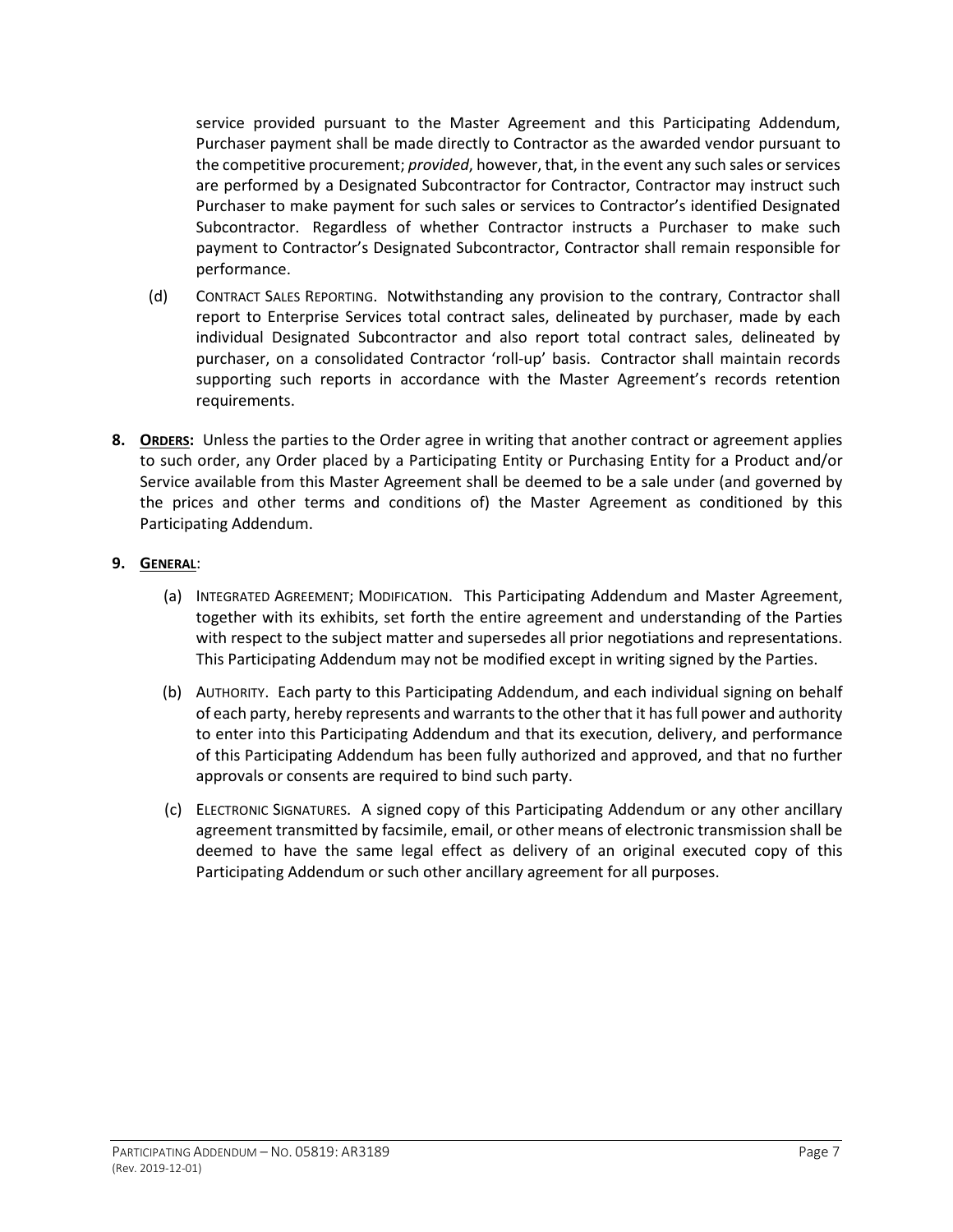service provided pursuant to the Master Agreement and this Participating Addendum, Purchaser payment shall be made directly to Contractor as the awarded vendor pursuant to the competitive procurement; *provided*, however, that, in the event any such sales or services are performed by a Designated Subcontractor for Contractor, Contractor may instruct such Purchaser to make payment for such sales or services to Contractor's identified Designated Subcontractor. Regardless of whether Contractor instructs a Purchaser to make such payment to Contractor's Designated Subcontractor, Contractor shall remain responsible for performance.

(d) CONTRACT SALES REPORTING. Notwithstanding any provision to the contrary, Contractor shall report to Enterprise Services total contract sales, delineated by purchaser, made by each individual Designated Subcontractor and also report total contract sales, delineated by purchaser, on a consolidated Contractor 'roll-up' basis. Contractor shall maintain records supporting such reports in accordance with the Master Agreement's records retention requirements.

**8. <u>ORDERS</u>:** Unless the parties to the Order agree in writing that another contract or agreement applies to such order, any Order placed by a Participating Entity or Purchasing Entity for a Product and/or Service available from this Master Agreement shall be deemed to be a sale under (and governed by the prices and other terms and conditions of) the Master Agreement as conditioned by this Participating Addendum.

**9. <u>GENERAL</u>:**

(a) INTEGRATED AGREEMENT; MODIFICATION. This Participating Addendum and Master Agreement, together with its exhibits, set forth the entire agreement and understanding of the Parties with respect to the subject matter and supersedes all prior negotiations and representations. This Participating Addendum may not be modified except in writing signed by the Parties.

(b) AUTHORITY. Each party to this Participating Addendum, and each individual signing on behalf of each party, hereby represents and warrants to the other that it has full power and authority to enter into this Participating Addendum and that its execution, delivery, and performance of this Participating Addendum has been fully authorized and approved, and that no further approvals or consents are required to bind such party.

(c) ELECTRONIC SIGNATURES. A signed copy of this Participating Addendum or any other ancillary agreement transmitted by facsimile, email, or other means of electronic transmission shall be deemed to have the same legal effect as delivery of an original executed copy of this Participating Addendum or such other ancillary agreement for all purposes.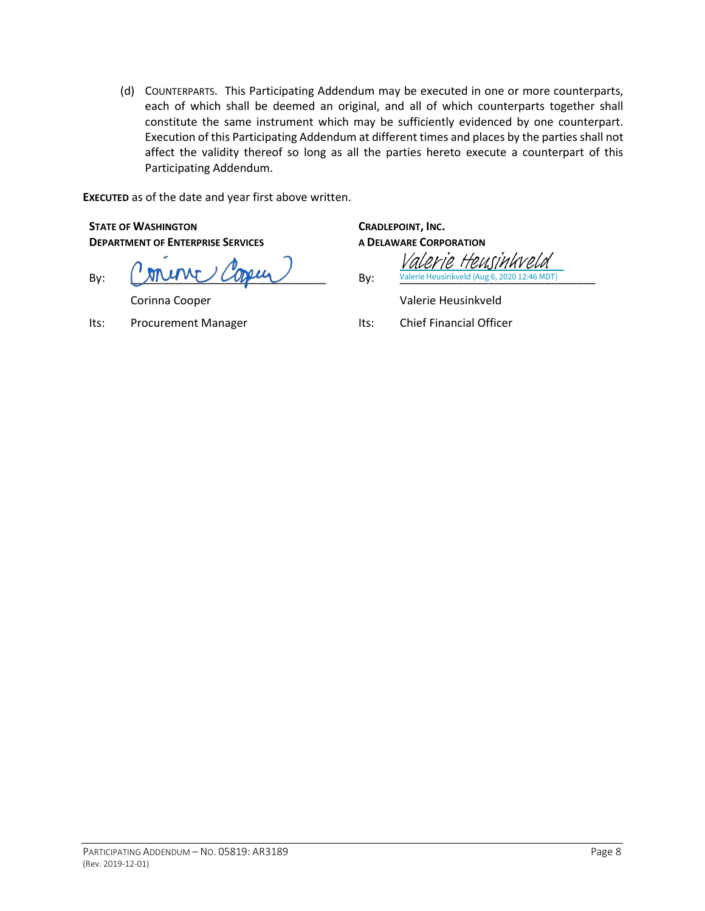(d) COUNTERPARTS. This Participating Addendum may be executed in one or more counterparts, each of which shall be deemed an original, and all of which counterparts together shall constitute the same instrument which may be sufficiently evidenced by one counterpart. Execution of this Participating Addendum at different times and places by the parties shall not affect the validity thereof so long as all the parties hereto execute a counterpart of this Participating Addendum.

**EXECUTED** as of the date and year first above written.

| **STATE OF WASHINGTON**<br>**DEPARTMENT OF ENTERPRISE SERVICES** | | **CRADLEPOINT, INC.**<br>**A DELAWARE CORPORATION** | |
|---|---|---|---|
| By: | Corinna Cooper | By: | Valerie Heusinkveld<br>Valerie Heusinkveld (Aug 6, 2020 12:46 MDT) |
| | Corinna Cooper | | Valerie Heusinkveld |
| Its: | Procurement Manager | Its: | Chief Financial Officer |

PARTICIPATING ADDENDUM – NO. 05819: AR3189
(Rev. 2019-12-01)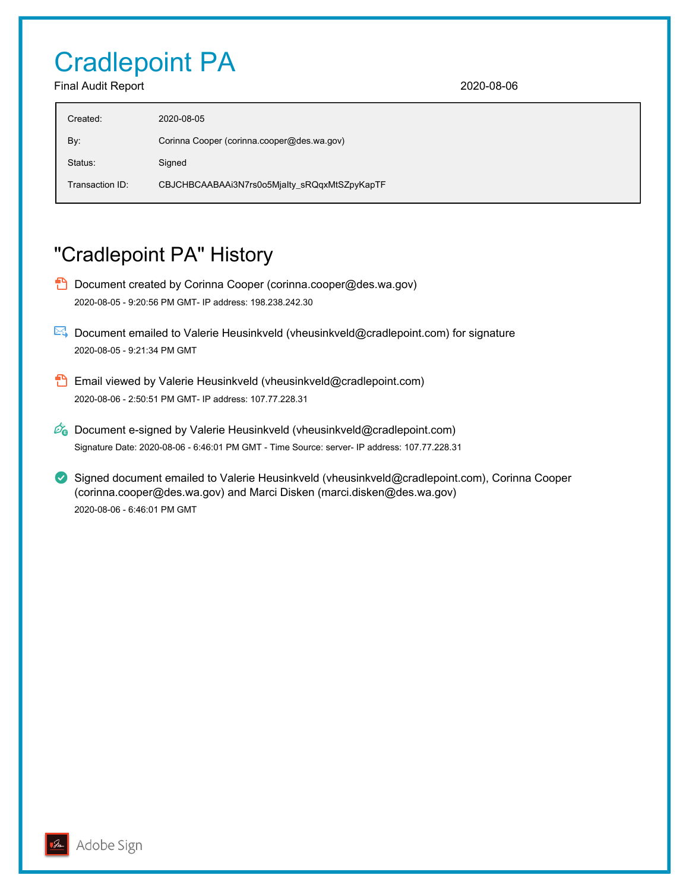# Cradlepoint PA

Final Audit Report 2020-08-06

| | |
|---|---|
| Created: | 2020-08-05 |
| By: | Corinna Cooper (corinna.cooper@des.wa.gov) |
| Status: | Signed |
| Transaction ID: | CBJCHBCAABAAi3N7rs0o5MjaIty_sRQqxMtSZpyKapTF |

## "Cradlepoint PA" History

- Document created by Corinna Cooper (corinna.cooper@des.wa.gov)
  2020-08-05 - 9:20:56 PM GMT- IP address: 198.238.242.30

- Document emailed to Valerie Heusinkveld (vheusinkveld@cradlepoint.com) for signature
  2020-08-05 - 9:21:34 PM GMT

- Email viewed by Valerie Heusinkveld (vheusinkveld@cradlepoint.com)
  2020-08-06 - 2:50:51 PM GMT- IP address: 107.77.228.31

- Document e-signed by Valerie Heusinkveld (vheusinkveld@cradlepoint.com)
  Signature Date: 2020-08-06 - 6:46:01 PM GMT - Time Source: server- IP address: 107.77.228.31

- Signed document emailed to Valerie Heusinkveld (vheusinkveld@cradlepoint.com), Corinna Cooper (corinna.cooper@des.wa.gov) and Marci Disken (marci.disken@des.wa.gov)
  2020-08-06 - 6:46:01 PM GMT

Adobe Sign